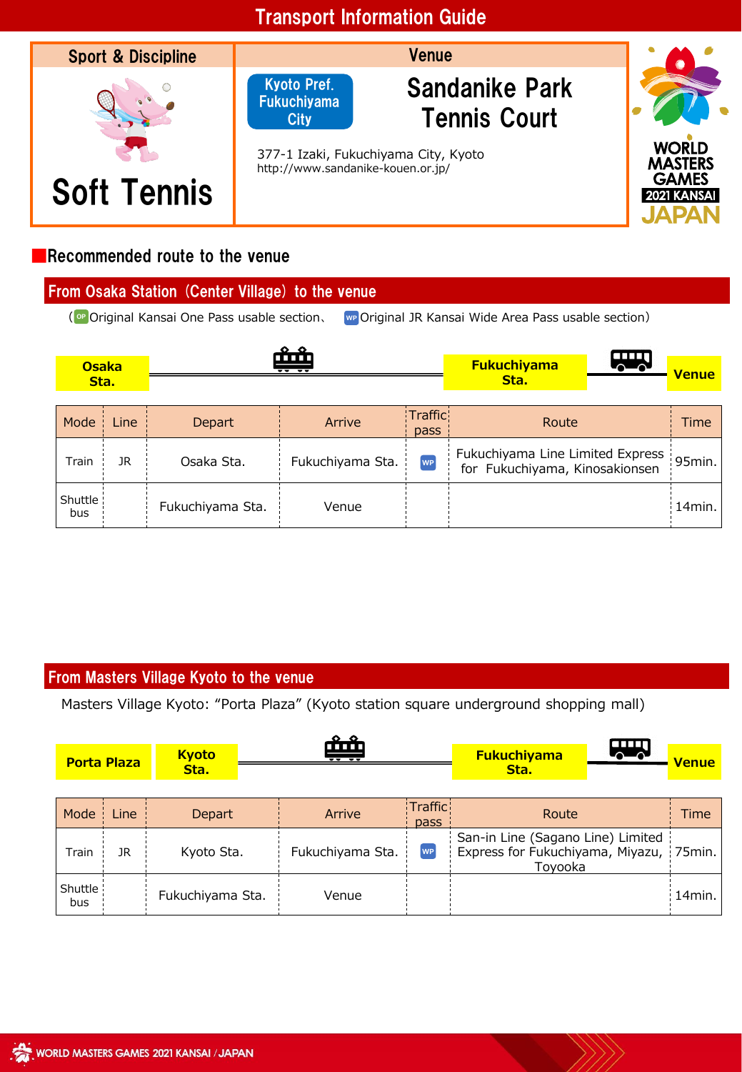# Transport Information Guide

| Sport & Discipline | Venue |
|---|---|
| Soft Tennis | Kyoto Pref. Fukuchiyama City — **Sandanike Park Tennis Court**<br>377-1 Izaki, Fukuchiyama City, Kyoto<br>http://www.sandanike-kouen.or.jp/ |

WORLD MASTERS GAMES 2021 KANSAI JAPAN

## Recommended route to the venue

### From Osaka Station (Center Village) to the venue

(OP Original Kansai One Pass usable section、 WP Original JR Kansai Wide Area Pass usable section)

**Osaka Sta.** → (Train) → **Fukuchiyama Sta.** → (Bus) → **Venue**

| Mode | Line | Depart | Arrive | Traffic pass | Route | Time |
|---|---|---|---|---|---|---|
| Train | JR | Osaka Sta. | Fukuchiyama Sta. | WP | Fukuchiyama Line Limited Express for Fukuchiyama, Kinosakionsen | 95min. |
| Shuttle bus | | Fukuchiyama Sta. | Venue | | | 14min. |

### From Masters Village Kyoto to the venue

Masters Village Kyoto: “Porta Plaza” (Kyoto station square underground shopping mall)

**Porta Plaza** → **Kyoto Sta.** → (Train) → **Fukuchiyama Sta.** → (Bus) → **Venue**

| Mode | Line | Depart | Arrive | Traffic pass | Route | Time |
|---|---|---|---|---|---|---|
| Train | JR | Kyoto Sta. | Fukuchiyama Sta. | WP | San-in Line (Sagano Line) Limited Express for Fukuchiyama, Miyazu, Toyooka | 75min. |
| Shuttle bus | | Fukuchiyama Sta. | Venue | | | 14min. |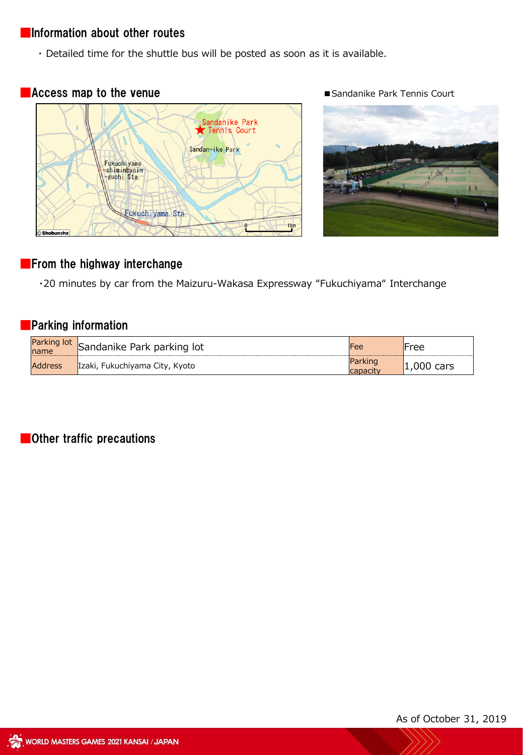## Information about other routes

・Detailed time for the shuttle bus will be posted as soon as it is available.

## Access map to the venue

Sandanike Park Tennis Court

Sandan-ike Park

Fukuchiyama -shiminbyoin -guchi Sta.

Fukuchiyama Sta.

0

1km

© Shobunsha

■Sandanike Park Tennis Court

## From the highway interchange

・20 minutes by car from the Maizuru-Wakasa Expressway "Fukuchiyama" Interchange

## Parking information

| | | | |
|---|---|---|---|
| Parking lot name | Sandanike Park parking lot | Fee | Free |
| Address | Izaki, Fukuchiyama City, Kyoto | Parking capacity | 1,000 cars |

## Other traffic precautions

As of October 31, 2019